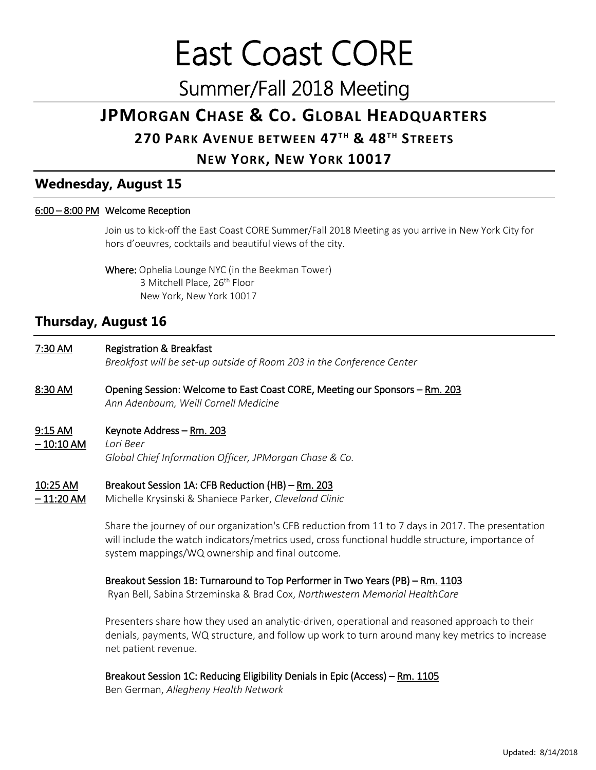# East Coast CORE

## Summer/Fall 2018 Meeting

## JPMORGAN CHASE & CO. GLOBAL HEADQUARTERS

### 270 PARK AVENUE BETWEEN 47TH & 48TH STREETS

### NEW YORK, NEW YORK 10017

## Wednesday, August 15

6:00 – 8:00 PM **Welcome Reception**

Join us to kick-off the East Coast CORE Summer/Fall 2018 Meeting as you arrive in New York City for hors d'oeuvres, cocktails and beautiful views of the city.

**Where:** Ophelia Lounge NYC (in the Beekman Tower)
3 Mitchell Place, 26th Floor
New York, New York 10017

## Thursday, August 16

7:30 AM **Registration & Breakfast**
*Breakfast will be set-up outside of Room 203 in the Conference Center*

8:30 AM **Opening Session: Welcome to East Coast CORE, Meeting our Sponsors – Rm. 203**
*Ann Adenbaum, Weill Cornell Medicine*

9:15 AM – 10:10 AM **Keynote Address – Rm. 203**
*Lori Beer*
*Global Chief Information Officer, JPMorgan Chase & Co.*

10:25 AM – 11:20 AM **Breakout Session 1A: CFB Reduction (HB) – Rm. 203**
Michelle Krysinski & Shaniece Parker, *Cleveland Clinic*

Share the journey of our organization's CFB reduction from 11 to 7 days in 2017. The presentation will include the watch indicators/metrics used, cross functional huddle structure, importance of system mappings/WQ ownership and final outcome.

**Breakout Session 1B: Turnaround to Top Performer in Two Years (PB) – Rm. 1103**
Ryan Bell, Sabina Strzeminska & Brad Cox, *Northwestern Memorial HealthCare*

Presenters share how they used an analytic-driven, operational and reasoned approach to their denials, payments, WQ structure, and follow up work to turn around many key metrics to increase net patient revenue.

**Breakout Session 1C: Reducing Eligibility Denials in Epic (Access) – Rm. 1105**
Ben German, *Allegheny Health Network*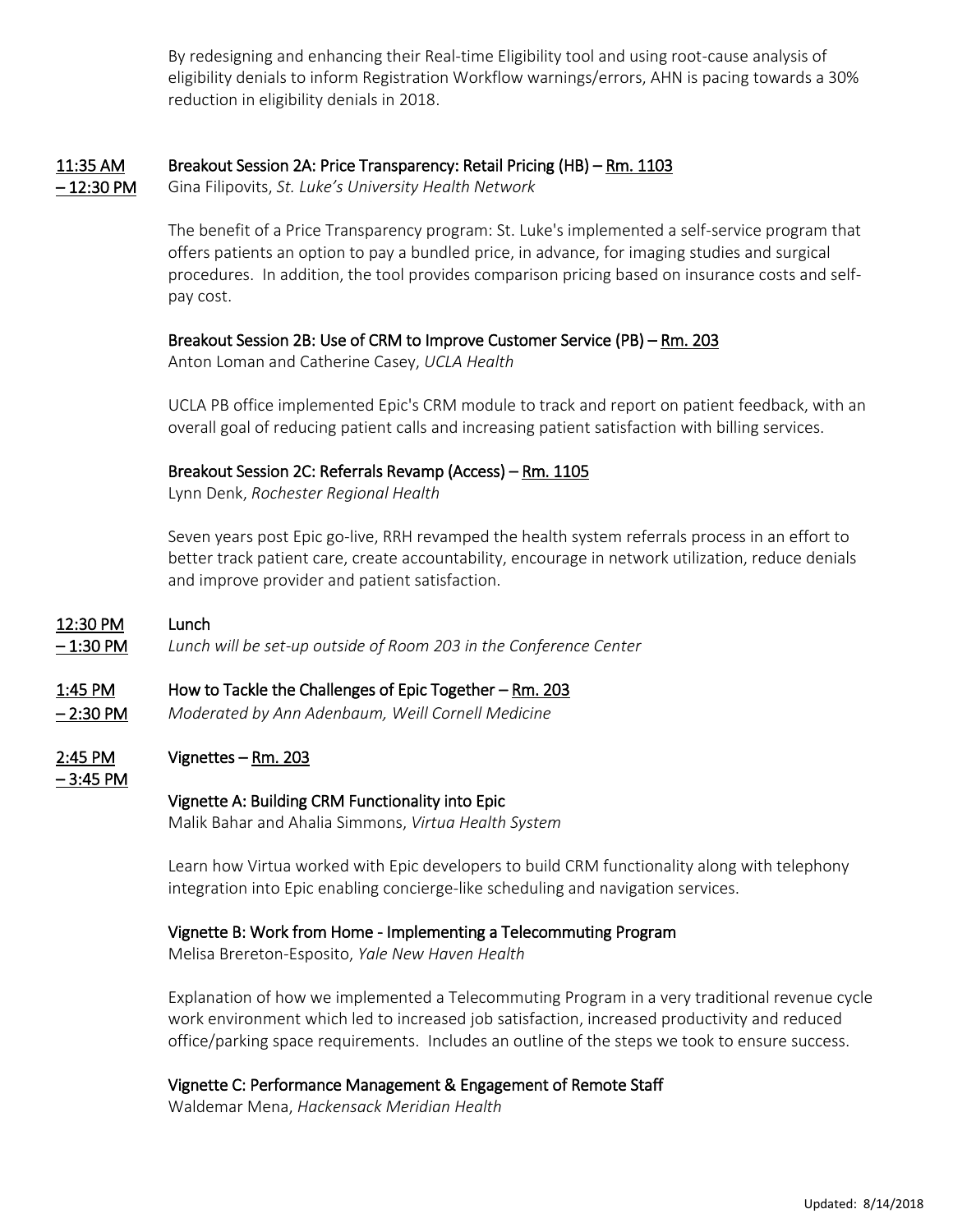By redesigning and enhancing their Real-time Eligibility tool and using root-cause analysis of eligibility denials to inform Registration Workflow warnings/errors, AHN is pacing towards a 30% reduction in eligibility denials in 2018.

**11:35 AM – 12:30 PM** **Breakout Session 2A: Price Transparency: Retail Pricing (HB) – Rm. 1103**

Gina Filipovits, *St. Luke's University Health Network*

The benefit of a Price Transparency program: St. Luke's implemented a self-service program that offers patients an option to pay a bundled price, in advance, for imaging studies and surgical procedures. In addition, the tool provides comparison pricing based on insurance costs and self-pay cost.

**Breakout Session 2B: Use of CRM to Improve Customer Service (PB) – Rm. 203**

Anton Loman and Catherine Casey, *UCLA Health*

UCLA PB office implemented Epic's CRM module to track and report on patient feedback, with an overall goal of reducing patient calls and increasing patient satisfaction with billing services.

**Breakout Session 2C: Referrals Revamp (Access) – Rm. 1105**

Lynn Denk, *Rochester Regional Health*

Seven years post Epic go-live, RRH revamped the health system referrals process in an effort to better track patient care, create accountability, encourage in network utilization, reduce denials and improve provider and patient satisfaction.

**12:30 PM – 1:30 PM** **Lunch**

*Lunch will be set-up outside of Room 203 in the Conference Center*

**1:45 PM – 2:30 PM** **How to Tackle the Challenges of Epic Together – Rm. 203**

*Moderated by Ann Adenbaum, Weill Cornell Medicine*

**2:45 PM – 3:45 PM** **Vignettes – Rm. 203**

**Vignette A: Building CRM Functionality into Epic**

Malik Bahar and Ahalia Simmons, *Virtua Health System*

Learn how Virtua worked with Epic developers to build CRM functionality along with telephony integration into Epic enabling concierge-like scheduling and navigation services.

**Vignette B: Work from Home - Implementing a Telecommuting Program**

Melisa Brereton-Esposito, *Yale New Haven Health*

Explanation of how we implemented a Telecommuting Program in a very traditional revenue cycle work environment which led to increased job satisfaction, increased productivity and reduced office/parking space requirements. Includes an outline of the steps we took to ensure success.

**Vignette C: Performance Management & Engagement of Remote Staff**

Waldemar Mena, *Hackensack Meridian Health*

Updated: 8/14/2018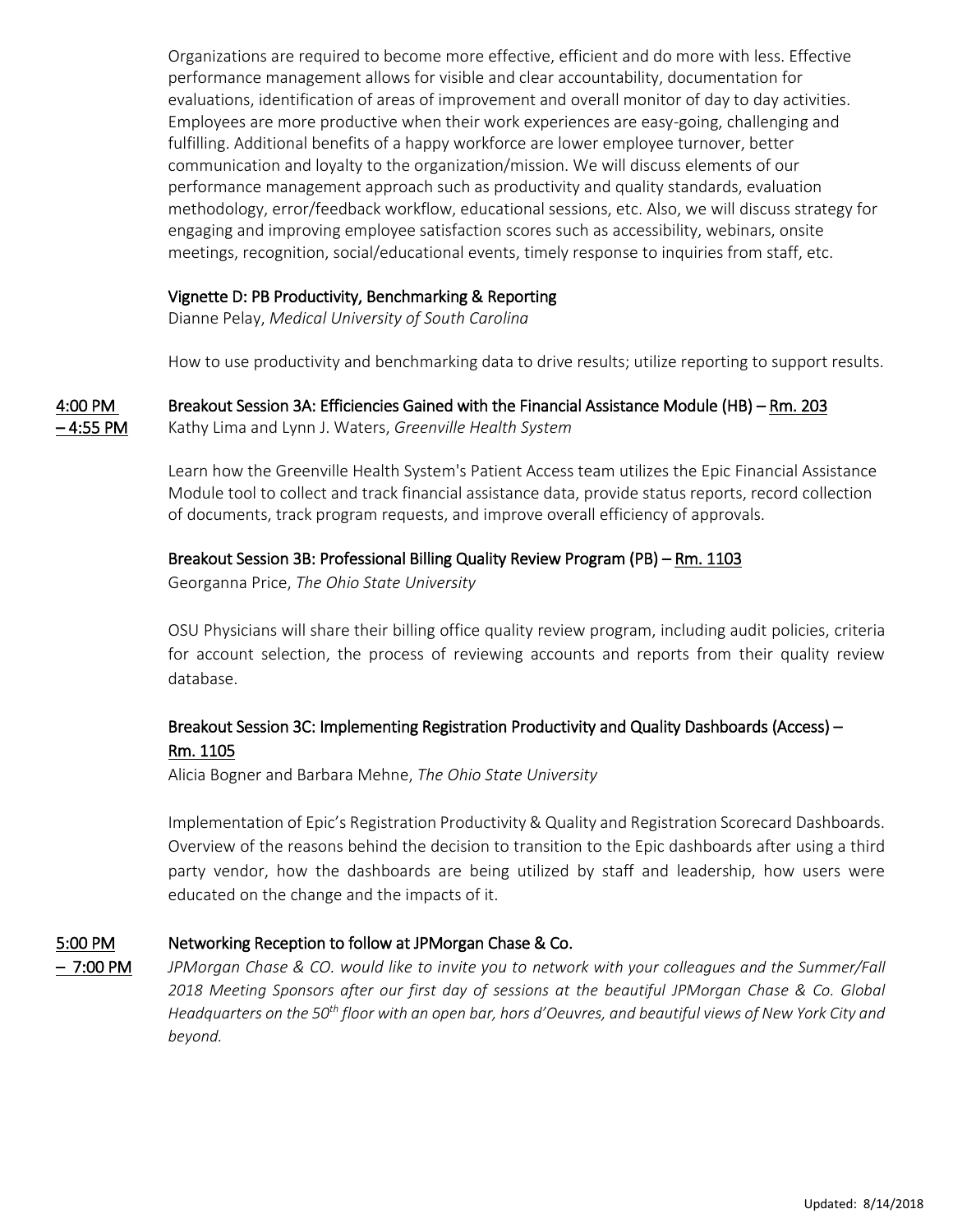Organizations are required to become more effective, efficient and do more with less. Effective performance management allows for visible and clear accountability, documentation for evaluations, identification of areas of improvement and overall monitor of day to day activities. Employees are more productive when their work experiences are easy-going, challenging and fulfilling. Additional benefits of a happy workforce are lower employee turnover, better communication and loyalty to the organization/mission. We will discuss elements of our performance management approach such as productivity and quality standards, evaluation methodology, error/feedback workflow, educational sessions, etc. Also, we will discuss strategy for engaging and improving employee satisfaction scores such as accessibility, webinars, onsite meetings, recognition, social/educational events, timely response to inquiries from staff, etc.

### Vignette D: PB Productivity, Benchmarking & Reporting

Dianne Pelay, *Medical University of South Carolina*

How to use productivity and benchmarking data to drive results; utilize reporting to support results.

### 4:00 PM – 4:55 PM

### Breakout Session 3A: Efficiencies Gained with the Financial Assistance Module (HB) – Rm. 203

Kathy Lima and Lynn J. Waters, *Greenville Health System*

Learn how the Greenville Health System's Patient Access team utilizes the Epic Financial Assistance Module tool to collect and track financial assistance data, provide status reports, record collection of documents, track program requests, and improve overall efficiency of approvals.

### Breakout Session 3B: Professional Billing Quality Review Program (PB) – Rm. 1103

Georganna Price, *The Ohio State University*

OSU Physicians will share their billing office quality review program, including audit policies, criteria for account selection, the process of reviewing accounts and reports from their quality review database.

### Breakout Session 3C: Implementing Registration Productivity and Quality Dashboards (Access) – Rm. 1105

Alicia Bogner and Barbara Mehne, *The Ohio State University*

Implementation of Epic's Registration Productivity & Quality and Registration Scorecard Dashboards. Overview of the reasons behind the decision to transition to the Epic dashboards after using a third party vendor, how the dashboards are being utilized by staff and leadership, how users were educated on the change and the impacts of it.

### 5:00 PM – 7:00 PM

### Networking Reception to follow at JPMorgan Chase & Co.

*JPMorgan Chase & CO. would like to invite you to network with your colleagues and the Summer/Fall 2018 Meeting Sponsors after our first day of sessions at the beautiful JPMorgan Chase & Co. Global Headquarters on the 50th floor with an open bar, hors d'Oeuvres, and beautiful views of New York City and beyond.*

Updated: 8/14/2018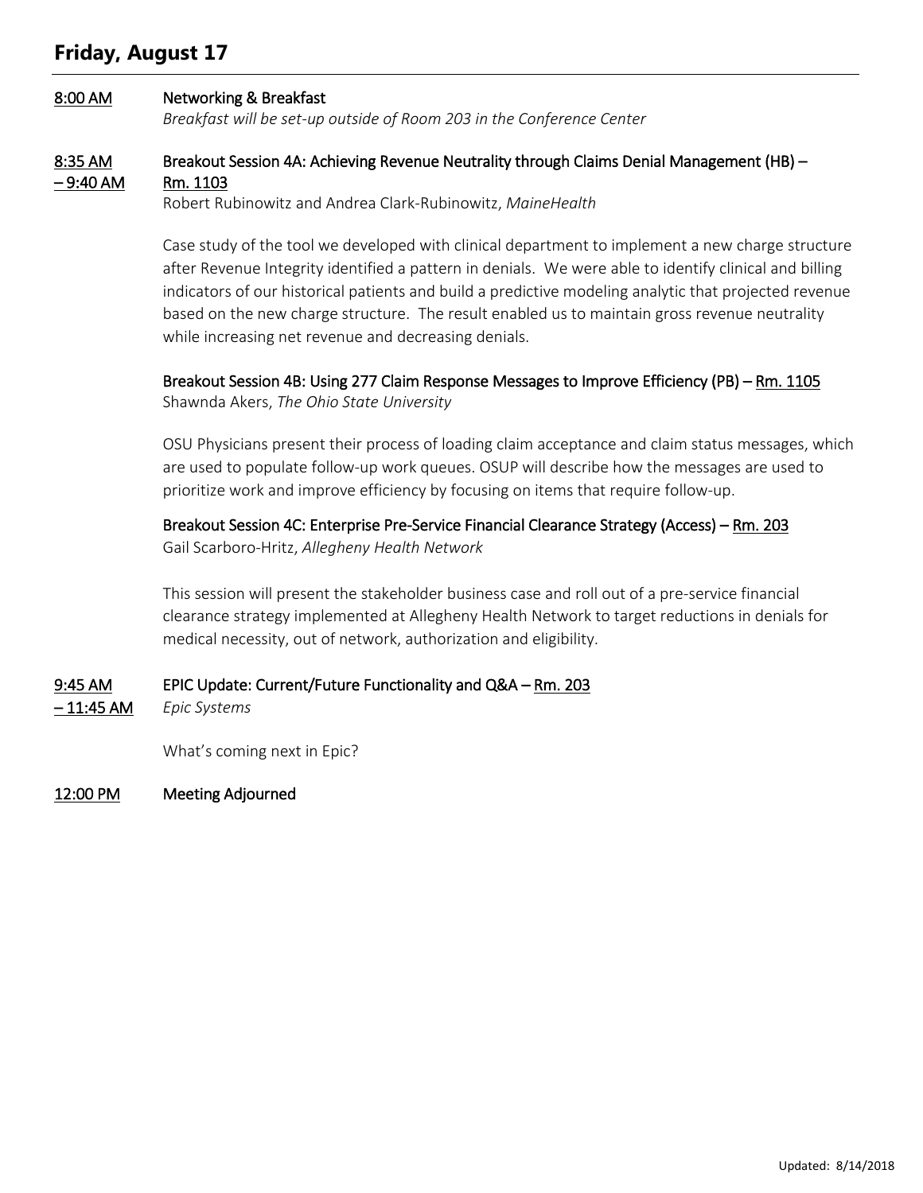## Friday, August 17

**8:00 AM** — **Networking & Breakfast**

*Breakfast will be set-up outside of Room 203 in the Conference Center*

**8:35 AM – 9:40 AM** — **Breakout Session 4A: Achieving Revenue Neutrality through Claims Denial Management (HB) – Rm. 1103**

Robert Rubinowitz and Andrea Clark-Rubinowitz, *MaineHealth*

Case study of the tool we developed with clinical department to implement a new charge structure after Revenue Integrity identified a pattern in denials. We were able to identify clinical and billing indicators of our historical patients and build a predictive modeling analytic that projected revenue based on the new charge structure. The result enabled us to maintain gross revenue neutrality while increasing net revenue and decreasing denials.

**Breakout Session 4B: Using 277 Claim Response Messages to Improve Efficiency (PB) – Rm. 1105**

Shawnda Akers, *The Ohio State University*

OSU Physicians present their process of loading claim acceptance and claim status messages, which are used to populate follow-up work queues. OSUP will describe how the messages are used to prioritize work and improve efficiency by focusing on items that require follow-up.

**Breakout Session 4C: Enterprise Pre-Service Financial Clearance Strategy (Access) – Rm. 203**

Gail Scarboro-Hritz, *Allegheny Health Network*

This session will present the stakeholder business case and roll out of a pre-service financial clearance strategy implemented at Allegheny Health Network to target reductions in denials for medical necessity, out of network, authorization and eligibility.

**9:45 AM – 11:45 AM** — **EPIC Update: Current/Future Functionality and Q&A – Rm. 203**

*Epic Systems*

What's coming next in Epic?

**12:00 PM** — **Meeting Adjourned**

Updated: 8/14/2018